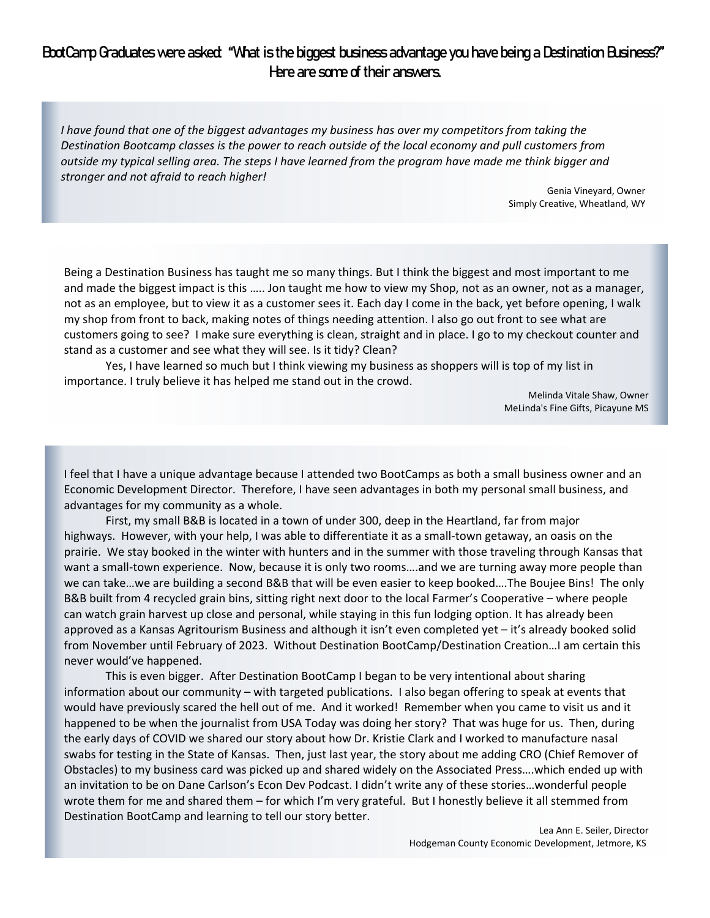## BootCamp Graduates were asked: "What is the biggest business advantage you have being a Destination Business?" Here are some of their answers.

*I have found that one of the biggest advantages my business has over my competitors from taking the Destination Bootcamp classes is the power to reach outside of the local economy and pull customers from outside my typical selling area. The steps I have learned from the program have made me think bigger and stronger and not afraid to reach higher!*

Genia Vineyard, Owner
Simply Creative, Wheatland, WY

---

Being a Destination Business has taught me so many things. But I think the biggest and most important to me and made the biggest impact is this ….. Jon taught me how to view my Shop, not as an owner, not as a manager, not as an employee, but to view it as a customer sees it. Each day I come in the back, yet before opening, I walk my shop from front to back, making notes of things needing attention. I also go out front to see what are customers going to see? I make sure everything is clean, straight and in place. I go to my checkout counter and stand as a customer and see what they will see. Is it tidy? Clean?

Yes, I have learned so much but I think viewing my business as shoppers will is top of my list in importance. I truly believe it has helped me stand out in the crowd.

Melinda Vitale Shaw, Owner
MeLinda's Fine Gifts, Picayune MS

---

I feel that I have a unique advantage because I attended two BootCamps as both a small business owner and an Economic Development Director. Therefore, I have seen advantages in both my personal small business, and advantages for my community as a whole.

First, my small B&B is located in a town of under 300, deep in the Heartland, far from major highways. However, with your help, I was able to differentiate it as a small-town getaway, an oasis on the prairie. We stay booked in the winter with hunters and in the summer with those traveling through Kansas that want a small-town experience. Now, because it is only two rooms….and we are turning away more people than we can take…we are building a second B&B that will be even easier to keep booked….The Boujee Bins! The only B&B built from 4 recycled grain bins, sitting right next door to the local Farmer's Cooperative – where people can watch grain harvest up close and personal, while staying in this fun lodging option. It has already been approved as a Kansas Agritourism Business and although it isn't even completed yet – it's already booked solid from November until February of 2023. Without Destination BootCamp/Destination Creation…I am certain this never would've happened.

This is even bigger. After Destination BootCamp I began to be very intentional about sharing information about our community – with targeted publications. I also began offering to speak at events that would have previously scared the hell out of me. And it worked! Remember when you came to visit us and it happened to be when the journalist from USA Today was doing her story? That was huge for us. Then, during the early days of COVID we shared our story about how Dr. Kristie Clark and I worked to manufacture nasal swabs for testing in the State of Kansas. Then, just last year, the story about me adding CRO (Chief Remover of Obstacles) to my business card was picked up and shared widely on the Associated Press….which ended up with an invitation to be on Dane Carlson's Econ Dev Podcast. I didn't write any of these stories…wonderful people wrote them for me and shared them – for which I'm very grateful. But I honestly believe it all stemmed from Destination BootCamp and learning to tell our story better.

Lea Ann E. Seiler, Director
Hodgeman County Economic Development, Jetmore, KS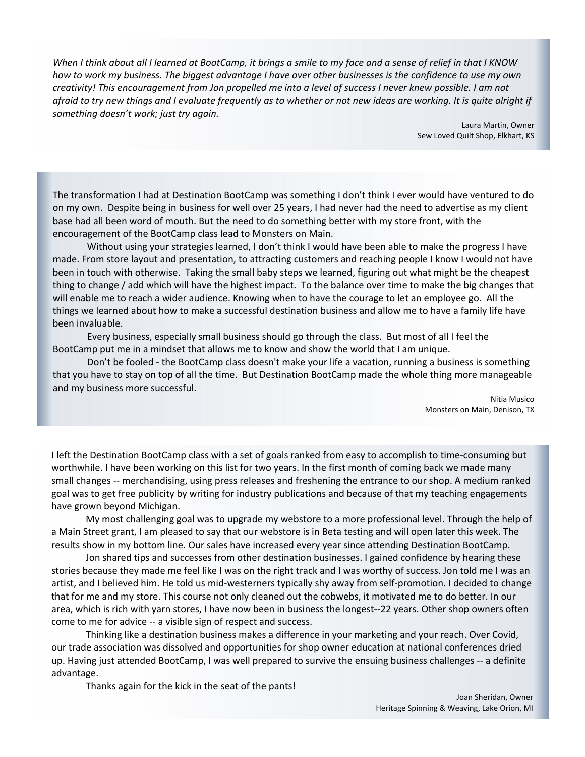*When I think about all I learned at BootCamp, it brings a smile to my face and a sense of relief in that I KNOW how to work my business. The biggest advantage I have over other businesses is the <u>confidence</u> to use my own creativity! This encouragement from Jon propelled me into a level of success I never knew possible. I am not afraid to try new things and I evaluate frequently as to whether or not new ideas are working. It is quite alright if something doesn't work; just try again.*

Laura Martin, Owner
Sew Loved Quilt Shop, Elkhart, KS

---

The transformation I had at Destination BootCamp was something I don't think I ever would have ventured to do on my own. Despite being in business for well over 25 years, I had never had the need to advertise as my client base had all been word of mouth. But the need to do something better with my store front, with the encouragement of the BootCamp class lead to Monsters on Main.

Without using your strategies learned, I don't think I would have been able to make the progress I have made. From store layout and presentation, to attracting customers and reaching people I know I would not have been in touch with otherwise. Taking the small baby steps we learned, figuring out what might be the cheapest thing to change / add which will have the highest impact. To the balance over time to make the big changes that will enable me to reach a wider audience. Knowing when to have the courage to let an employee go. All the things we learned about how to make a successful destination business and allow me to have a family life have been invaluable.

Every business, especially small business should go through the class. But most of all I feel the BootCamp put me in a mindset that allows me to know and show the world that I am unique.

Don't be fooled - the BootCamp class doesn't make your life a vacation, running a business is something that you have to stay on top of all the time. But Destination BootCamp made the whole thing more manageable and my business more successful.

Nitia Musico
Monsters on Main, Denison, TX

---

I left the Destination BootCamp class with a set of goals ranked from easy to accomplish to time-consuming but worthwhile. I have been working on this list for two years. In the first month of coming back we made many small changes -- merchandising, using press releases and freshening the entrance to our shop. A medium ranked goal was to get free publicity by writing for industry publications and because of that my teaching engagements have grown beyond Michigan.

My most challenging goal was to upgrade my webstore to a more professional level. Through the help of a Main Street grant, I am pleased to say that our webstore is in Beta testing and will open later this week. The results show in my bottom line. Our sales have increased every year since attending Destination BootCamp.

Jon shared tips and successes from other destination businesses. I gained confidence by hearing these stories because they made me feel like I was on the right track and I was worthy of success. Jon told me I was an artist, and I believed him. He told us mid-westerners typically shy away from self-promotion. I decided to change that for me and my store. This course not only cleaned out the cobwebs, it motivated me to do better. In our area, which is rich with yarn stores, I have now been in business the longest--22 years. Other shop owners often come to me for advice -- a visible sign of respect and success.

Thinking like a destination business makes a difference in your marketing and your reach. Over Covid, our trade association was dissolved and opportunities for shop owner education at national conferences dried up. Having just attended BootCamp, I was well prepared to survive the ensuing business challenges -- a definite advantage.

Thanks again for the kick in the seat of the pants!

Joan Sheridan, Owner
Heritage Spinning & Weaving, Lake Orion, MI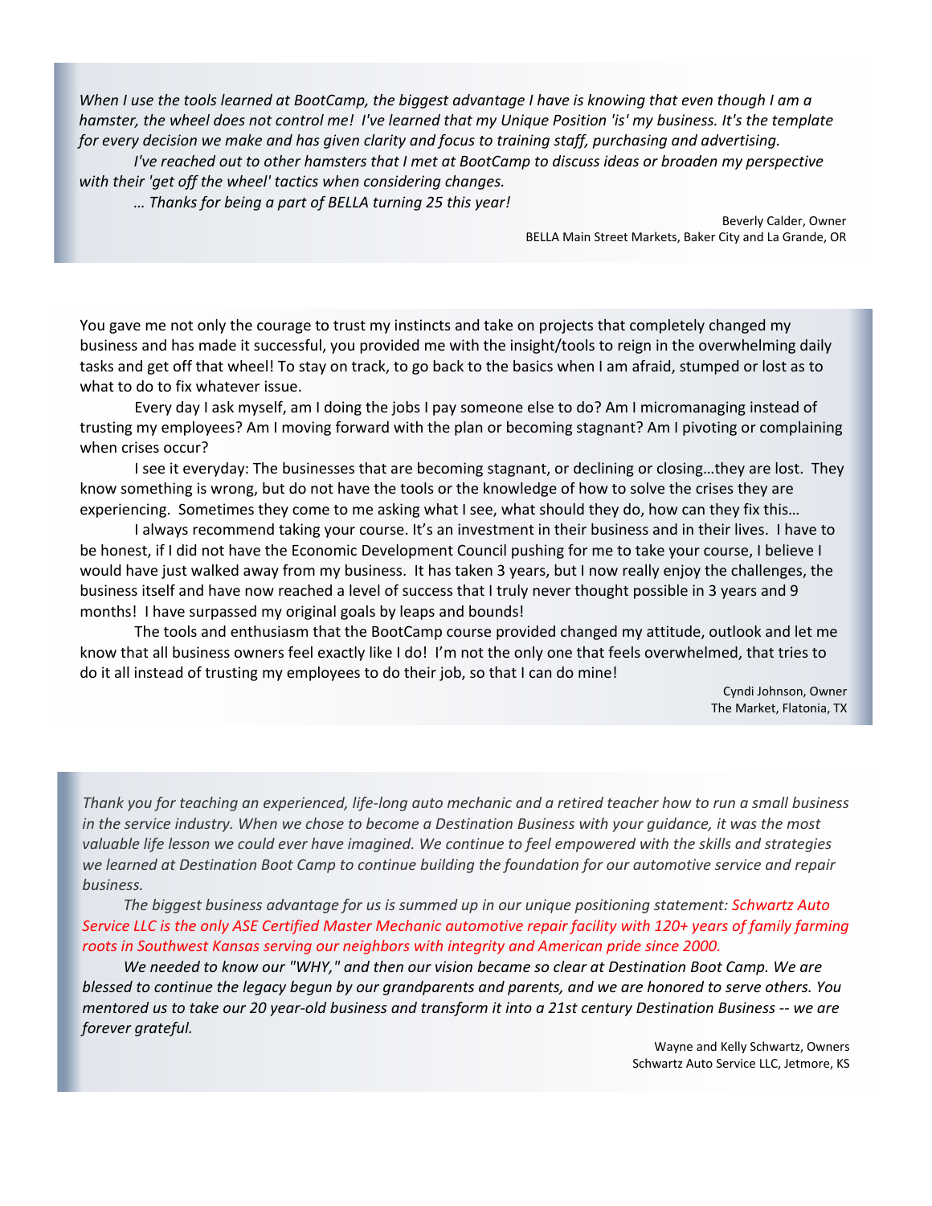*When I use the tools learned at BootCamp, the biggest advantage I have is knowing that even though I am a hamster, the wheel does not control me! I've learned that my Unique Position 'is' my business. It's the template for every decision we make and has given clarity and focus to training staff, purchasing and advertising.*

*I've reached out to other hamsters that I met at BootCamp to discuss ideas or broaden my perspective with their 'get off the wheel' tactics when considering changes.*

*… Thanks for being a part of BELLA turning 25 this year!*

Beverly Calder, Owner
BELLA Main Street Markets, Baker City and La Grande, OR

---

You gave me not only the courage to trust my instincts and take on projects that completely changed my business and has made it successful, you provided me with the insight/tools to reign in the overwhelming daily tasks and get off that wheel! To stay on track, to go back to the basics when I am afraid, stumped or lost as to what to do to fix whatever issue.

Every day I ask myself, am I doing the jobs I pay someone else to do? Am I micromanaging instead of trusting my employees? Am I moving forward with the plan or becoming stagnant? Am I pivoting or complaining when crises occur?

I see it everyday: The businesses that are becoming stagnant, or declining or closing…they are lost. They know something is wrong, but do not have the tools or the knowledge of how to solve the crises they are experiencing. Sometimes they come to me asking what I see, what should they do, how can they fix this…

I always recommend taking your course. It's an investment in their business and in their lives. I have to be honest, if I did not have the Economic Development Council pushing for me to take your course, I believe I would have just walked away from my business. It has taken 3 years, but I now really enjoy the challenges, the business itself and have now reached a level of success that I truly never thought possible in 3 years and 9 months! I have surpassed my original goals by leaps and bounds!

The tools and enthusiasm that the BootCamp course provided changed my attitude, outlook and let me know that all business owners feel exactly like I do! I'm not the only one that feels overwhelmed, that tries to do it all instead of trusting my employees to do their job, so that I can do mine!

Cyndi Johnson, Owner
The Market, Flatonia, TX

---

*Thank you for teaching an experienced, life-long auto mechanic and a retired teacher how to run a small business in the service industry. When we chose to become a Destination Business with your guidance, it was the most valuable life lesson we could ever have imagined. We continue to feel empowered with the skills and strategies we learned at Destination Boot Camp to continue building the foundation for our automotive service and repair business.*

*The biggest business advantage for us is summed up in our unique positioning statement: Schwartz Auto Service LLC is the only ASE Certified Master Mechanic automotive repair facility with 120+ years of family farming roots in Southwest Kansas serving our neighbors with integrity and American pride since 2000.*

*We needed to know our "WHY," and then our vision became so clear at Destination Boot Camp. We are blessed to continue the legacy begun by our grandparents and parents, and we are honored to serve others. You mentored us to take our 20 year-old business and transform it into a 21st century Destination Business -- we are forever grateful.*

Wayne and Kelly Schwartz, Owners
Schwartz Auto Service LLC, Jetmore, KS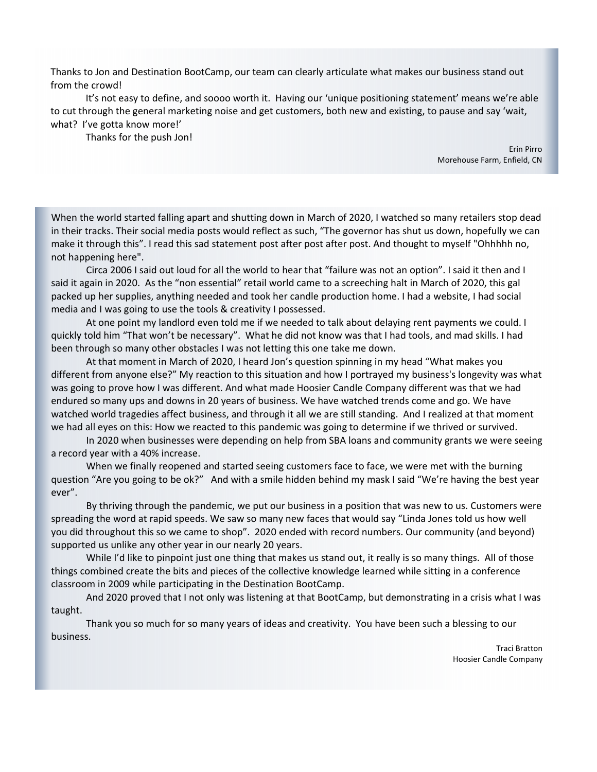Thanks to Jon and Destination BootCamp, our team can clearly articulate what makes our business stand out from the crowd!

It's not easy to define, and soooo worth it. Having our 'unique positioning statement' means we're able to cut through the general marketing noise and get customers, both new and existing, to pause and say 'wait, what? I've gotta know more!'

Thanks for the push Jon!

Erin Pirro
Morehouse Farm, Enfield, CN

---

When the world started falling apart and shutting down in March of 2020, I watched so many retailers stop dead in their tracks. Their social media posts would reflect as such, "The governor has shut us down, hopefully we can make it through this". I read this sad statement post after post after post. And thought to myself "Ohhhhh no, not happening here".

Circa 2006 I said out loud for all the world to hear that "failure was not an option". I said it then and I said it again in 2020. As the "non essential" retail world came to a screeching halt in March of 2020, this gal packed up her supplies, anything needed and took her candle production home. I had a website, I had social media and I was going to use the tools & creativity I possessed.

At one point my landlord even told me if we needed to talk about delaying rent payments we could. I quickly told him "That won't be necessary". What he did not know was that I had tools, and mad skills. I had been through so many other obstacles I was not letting this one take me down.

At that moment in March of 2020, I heard Jon's question spinning in my head "What makes you different from anyone else?" My reaction to this situation and how I portrayed my business's longevity was what was going to prove how I was different. And what made Hoosier Candle Company different was that we had endured so many ups and downs in 20 years of business. We have watched trends come and go. We have watched world tragedies affect business, and through it all we are still standing. And I realized at that moment we had all eyes on this: How we reacted to this pandemic was going to determine if we thrived or survived.

In 2020 when businesses were depending on help from SBA loans and community grants we were seeing a record year with a 40% increase.

When we finally reopened and started seeing customers face to face, we were met with the burning question "Are you going to be ok?" And with a smile hidden behind my mask I said "We're having the best year ever".

By thriving through the pandemic, we put our business in a position that was new to us. Customers were spreading the word at rapid speeds. We saw so many new faces that would say "Linda Jones told us how well you did throughout this so we came to shop". 2020 ended with record numbers. Our community (and beyond) supported us unlike any other year in our nearly 20 years.

While I'd like to pinpoint just one thing that makes us stand out, it really is so many things. All of those things combined create the bits and pieces of the collective knowledge learned while sitting in a conference classroom in 2009 while participating in the Destination BootCamp.

And 2020 proved that I not only was listening at that BootCamp, but demonstrating in a crisis what I was taught.

Thank you so much for so many years of ideas and creativity. You have been such a blessing to our business.

Traci Bratton
Hoosier Candle Company